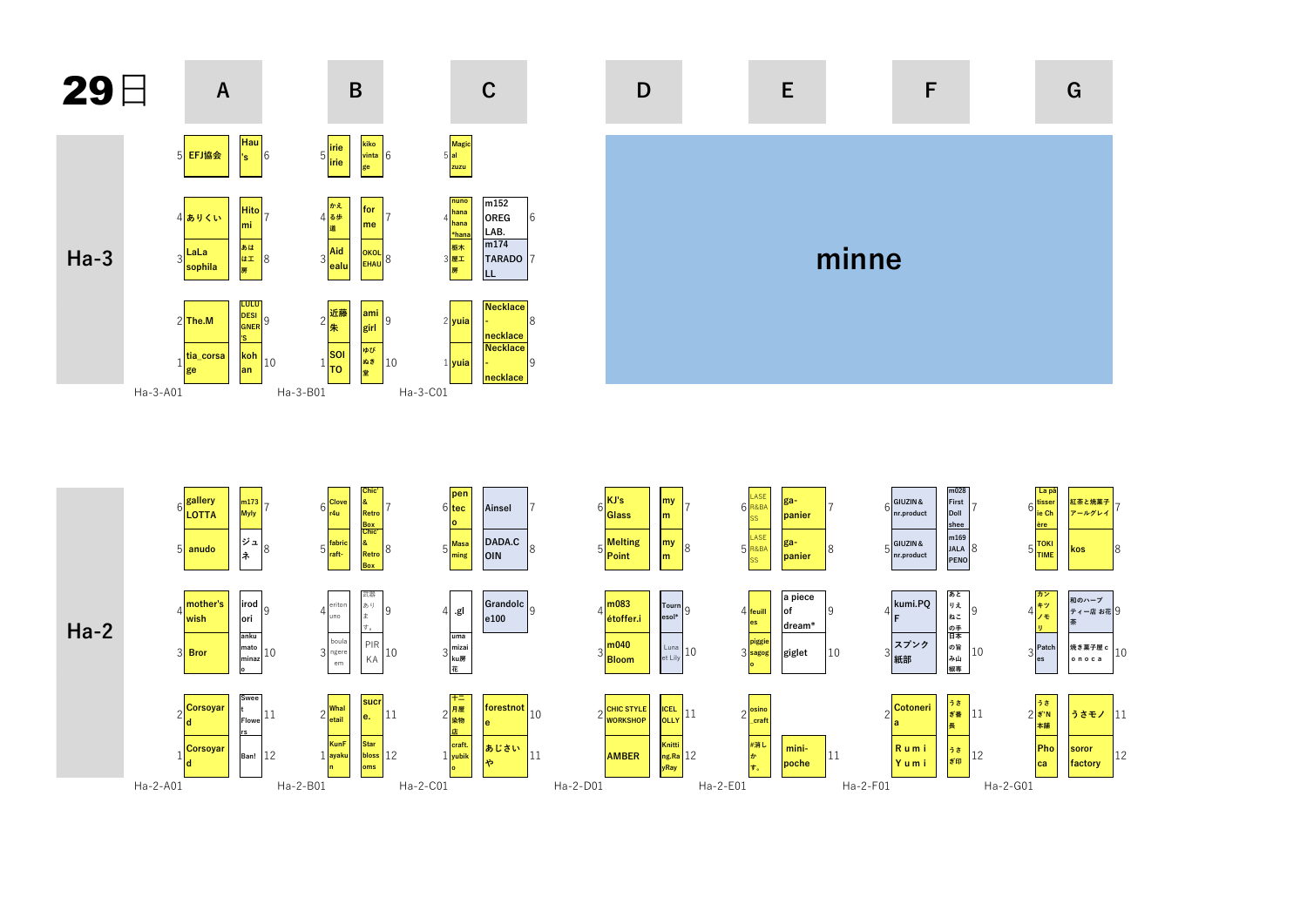# 29日

## Ha-3

| Row | A (left) | A (right) | B (left) | B (right) | C (left) | C (right) |
|---|---|---|---|---|---|---|
| 5/6 | EFJ協会 | Hau's | irie irie | kiko vintage | Magical zuzu | |
| 4/7 | ありくい | Hitomi | かえる歩道 | for me | nuno hana hana *hana | m152 OREG LAB. (6) |
| 3/8 | LaLa sophila | あはは工房 | Aid ealu | OKOLEHAU | 栃木屋工房 | m174 TARADOLL (7) |
| 2/9 | The.M | LULU DESIGNER'S | 近藤朱 | ami girl | yuia | Necklace - necklace (8) |
| 1/10 | tia_corsage | kohan | SOITO | ゆびぬき堂 | yuia | Necklace - necklace (9) |

Ha-3-A01 / Ha-3-B01 / Ha-3-C01

D–G: **minne**

## Ha-2

| Row | A (left) | A (right) | B (left) | B (right) | C (left) | C (right) |
|---|---|---|---|---|---|---|
| 6/7 | gallery LOTTA | m173 Myly | Clover4u | Chic' & Retro Box | pentec o | Ainsel |
| 5/8 | anudo | ジュネ | fabric raft- | Chic' & Retro Box | Masaming | DADA.COIN |
| 4/9 | mother's wish | irodori | eriton uno | 武器あります。 | .gl | Grandolce100 |
| 3/10 | Bror | ankumatominazo | boulangere em | PIRKA | umamizaiku房花 | |
| 2/11 | Corsoyard | Sweet Flowers | Whaletail | sucre. | 十二月屋染物店 | forestnote (10) |
| 1/12 | Corsoyard | Ban! | KunFayakun | Star blossoms | craft.yubiko | あじさいや (11) |

Ha-2-A01 / Ha-2-B01 / Ha-2-C01

| Row | D (left) | D (right) | E (left) | E (right) | F (left) | F (right) | G (left) | G (right) |
|---|---|---|---|---|---|---|---|---|
| 6/7 | KJ's Glass | mym | LASER&BASS | ga-panier | GIUZIN&nr.product | m028 First Doll sheep | La pâtisserie Chère | 紅茶と焼菓子アールグレイ |
| 5/8 | Melting Point | mym | LASER&BASS | ga-panier | GIUZIN&nr.product | m169 JALAPENO | TOKITIME | kos |
| 4/9 | m083 étoffer.i | Tournesol* | feuilles | a piece of dream* | kumi.PQF | あとりえねこの手 | カンキツノモリ | 和のハーブティー店 お花茶 |
| 3/10 | m040 Bloom | Luna et Lily | piggiesago | giglet | スプンク紙部 | 日本の旨み山根事 | Patches | 焼き菓子屋 c o n o c a |
| 2/11 | CHIC STYLE WORKSHOP | ICELOLLY | osino_craft | | Cotoneria | うさぎ番長 | うさぎ'N本舗 | うさモノ |
| 1/12 | AMBER | Knitting.RayRay | #消しかす。 | mini-poche (11) | Ｒｕｍｉ Ｙｕｍｉ | うさぎ印 | Phoca | soror factory |

Ha-2-D01 / Ha-2-E01 / Ha-2-F01 / Ha-2-G01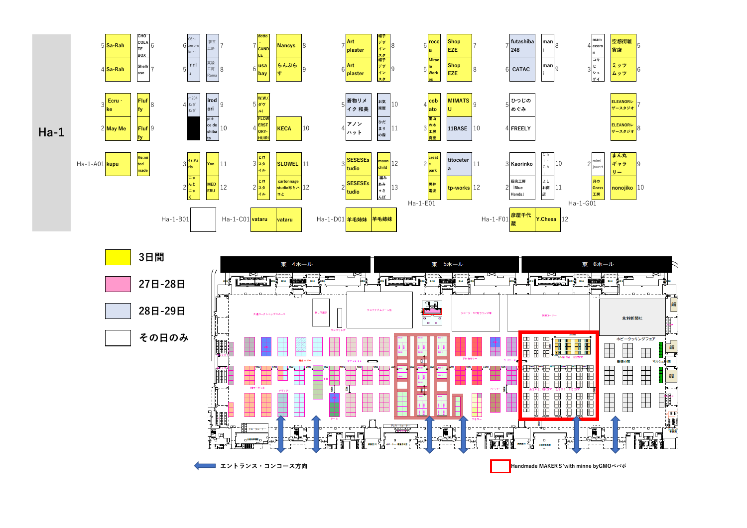# Ha-1

| 番号 | ブース | ブース | 番号 |
|---|---|---|---|
| 5 | Sa-Rah | CHOCOLATE BOX | 6 |
| 4 | Sa-Rah | Shellrose | 7 |
| 3 | Ecru - ke | Fluffy | 8 |
| 2 | May Me | Fluffy | 9 |
| Ha-1-A01 | kupu | Re:mited made | |

| 番号 | ブース | ブース | 番号 |
|---|---|---|---|
| 6 | 06〜zeroroku〜 | 夢玉工房 | 7 |
| 5 | inniu | 真鍮工房Rama | 8 |
| 4 | m204ねぎねぎ | irodori | 9 |
| | | pièce de shibata | 10 |
| 3 | 47.Paris | Yon. | 11 |
| 2 | にゃんとにゃく | MEDERU | 12 |
| Ha-1-B01 | | | |

| 番号 | ブース | ブース | 番号 |
|---|---|---|---|
| 7 | dotto・CANDLE | Nancys | 8 |
| 6 | usabay | らんぷらす | 9 |
| 5 | W.W.(ダヴル) | | |
| 4 | FLOWERSTORY-HUJIRI | KECA | 10 |
| 3 | ヒロスタイル | SLOWEL | 11 |
| 2 | ヒロスタイル | cartonnage studio布とハコと | 12 |
| Ha-1-C01 | vataru | vataru | |

| 番号 | ブース | ブース | 番号 |
|---|---|---|---|
| 7 | Art plaster | 帽子デザインスタ | 8 |
| 6 | Art plaster | 帽子デザインスタ | 9 |
| 5 | 着物リメイク 和美 | お気楽屋 | 10 |
| 4 | アノンハット | ひだまりの森 | 11 |
| 3 | SESESEstudio | moon child | 12 |
| 2 | SESESEstudio | 編みあみ＊さんぽ | 13 |
| Ha-1-D01 | 羊毛姉妹 | 羊毛姉妹 | |

| 番号 | ブース | ブース | 番号 |
|---|---|---|---|
| 6 | rocca | Shop EZE | 7 |
| 5 | Miracle Works | Shop EZE | 8 |
| 4 | cobato | MIMATSU | 9 |
| 3 | 里山の木工房真空 | 11BASE | 10 |
| 2 | create park | titoceter a | 11 |
| | 黒井宏樹 | tp-works | 12 |
| Ha-1-E01 | | | |

| 番号 | ブース | ブース | 番号 |
|---|---|---|---|
| 7 | futashiba248 | mani | 8 |
| 6 | CATAC | mani | 9 |
| 5 | ひつじのめぐみ | | |
| 4 | FREELY | | |
| 3 | Kaorinko | Chi・Chi | 10 |
| 2 | 藍染工房「Blue Hands」 | よしお商店 | 11 |
| Ha-1-F01 | 彦屋千代蔵 | Y.Chesa | 12 |

| 番号 | ブース | ブース | 番号 |
|---|---|---|---|
| 4 | mamecorori | 空想街雑貨店 | 5 |
| 3 | コキヒシュゲイ | ミッツムッツ | 6 |
| | | ELEANORレザースタジオ | 7 |
| | | ELEANORレザースタジオ | 8 |
| 2 | mimi jouert | まん丸ギャラリー | 9 |
| | 月の Grass 工房 | nonojiko | 10 |
| Ha-1-G01 | | | |

- 3日間
- 27日-28日
- 28日-29日
- その日のみ

東 4ホール
東 5ホール
東 6ホール

食料新聞社
ホビークッキングフェア

エントランス・コンコース方向

Handmade MAKERS 'with minne byGMOペパボ